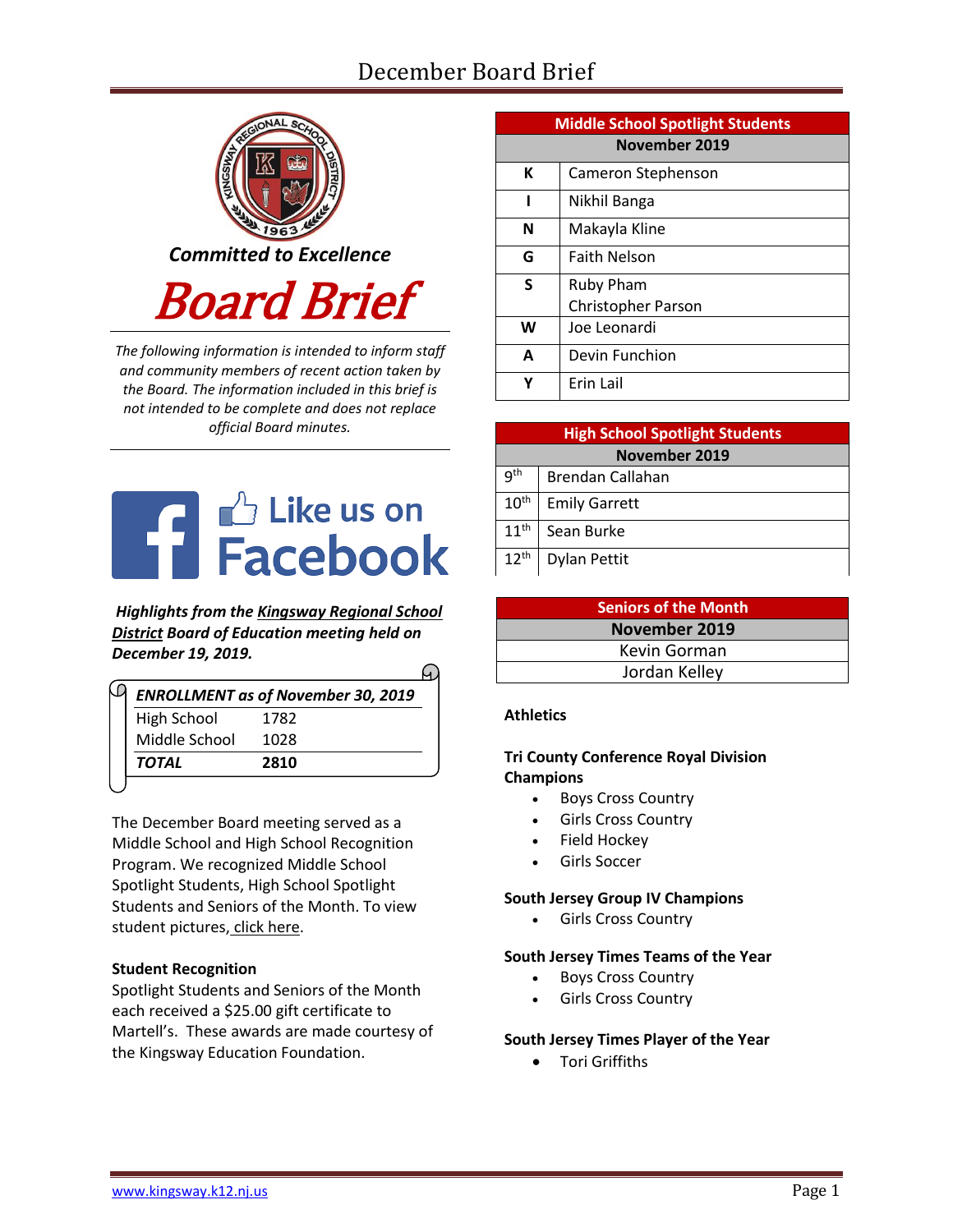# December Board Brief

*Committed to Excellence*

# Board Brief

*The following information is intended to inform staff and community members of recent action taken by the Board. The information included in this brief is not intended to be complete and does not replace official Board minutes.*

Like us on Facebook

***Highlights from the Kingsway Regional School District Board of Education meeting held on December 19, 2019.***

| *ENROLLMENT as of November 30, 2019* | |
|---|---|
| High School | 1782 |
| Middle School | 1028 |
| ***TOTAL*** | **2810** |

The December Board meeting served as a Middle School and High School Recognition Program. We recognized Middle School Spotlight Students, High School Spotlight Students and Seniors of the Month. To view student pictures, click here.

**Student Recognition**
Spotlight Students and Seniors of the Month each received a $25.00 gift certificate to Martell's. These awards are made courtesy of the Kingsway Education Foundation.

| Middle School Spotlight Students | |
|---|---|
| November 2019 | |
| K | Cameron Stephenson |
| I | Nikhil Banga |
| N | Makayla Kline |
| G | Faith Nelson |
| S | Ruby Pham<br>Christopher Parson |
| W | Joe Leonardi |
| A | Devin Funchion |
| Y | Erin Lail |

| High School Spotlight Students | |
|---|---|
| November 2019 | |
| 9th | Brendan Callahan |
| 10th | Emily Garrett |
| 11th | Sean Burke |
| 12th | Dylan Pettit |

| Seniors of the Month |
|---|
| November 2019 |
| Kevin Gorman |
| Jordan Kelley |

**Athletics**

**Tri County Conference Royal Division Champions**
- Boys Cross Country
- Girls Cross Country
- Field Hockey
- Girls Soccer

**South Jersey Group IV Champions**
- Girls Cross Country

**South Jersey Times Teams of the Year**
- Boys Cross Country
- Girls Cross Country

**South Jersey Times Player of the Year**
- Tori Griffiths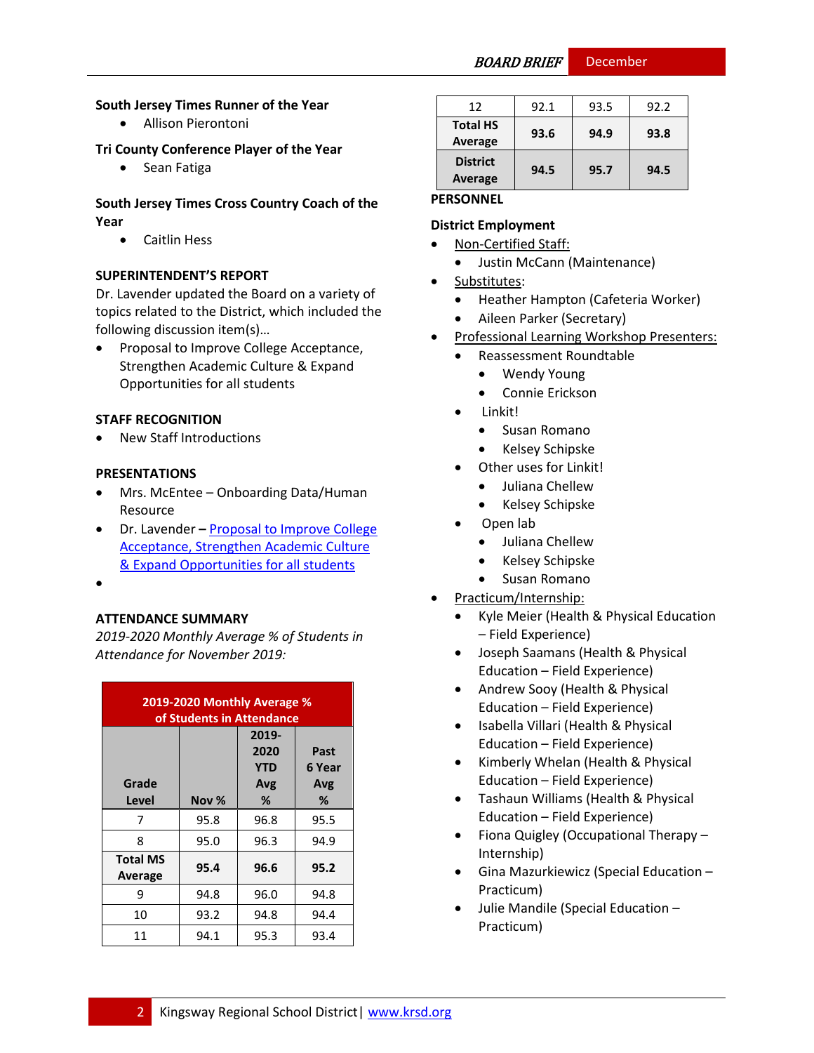**South Jersey Times Runner of the Year**

- Allison Pierontoni

**Tri County Conference Player of the Year**

- Sean Fatiga

**South Jersey Times Cross Country Coach of the Year**

- Caitlin Hess

## SUPERINTENDENT'S REPORT

Dr. Lavender updated the Board on a variety of topics related to the District, which included the following discussion item(s)…

- Proposal to Improve College Acceptance, Strengthen Academic Culture & Expand Opportunities for all students

## STAFF RECOGNITION

- New Staff Introductions

## PRESENTATIONS

- Mrs. McEntee – Onboarding Data/Human Resource
- Dr. Lavender **–** Proposal to Improve College Acceptance, Strengthen Academic Culture & Expand Opportunities for all students
- 

## ATTENDANCE SUMMARY

*2019-2020 Monthly Average % of Students in Attendance for November 2019:*

| 2019-2020 Monthly Average % of Students in Attendance | | | |
|---|---|---|---|
| Grade Level | Nov % | 2019-2020 YTD Avg % | Past 6 Year Avg % |
| 7 | 95.8 | 96.8 | 95.5 |
| 8 | 95.0 | 96.3 | 94.9 |
| **Total MS Average** | **95.4** | **96.6** | **95.2** |
| 9 | 94.8 | 96.0 | 94.8 |
| 10 | 93.2 | 94.8 | 94.4 |
| 11 | 94.1 | 95.3 | 93.4 |
| 12 | 92.1 | 93.5 | 92.2 |
| **Total HS Average** | **93.6** | **94.9** | **93.8** |
| **District Average** | **94.5** | **95.7** | **94.5** |

## PERSONNEL

**District Employment**

- Non-Certified Staff:
  - Justin McCann (Maintenance)
- Substitutes:
  - Heather Hampton (Cafeteria Worker)
  - Aileen Parker (Secretary)
- Professional Learning Workshop Presenters:
  - Reassessment Roundtable
    - Wendy Young
    - Connie Erickson
  - Linkit!
    - Susan Romano
    - Kelsey Schipske
  - Other uses for Linkit!
    - Juliana Chellew
    - Kelsey Schipske
  - Open lab
    - Juliana Chellew
    - Kelsey Schipske
    - Susan Romano
- Practicum/Internship:
  - Kyle Meier (Health & Physical Education – Field Experience)
  - Joseph Saamans (Health & Physical Education – Field Experience)
  - Andrew Sooy (Health & Physical Education – Field Experience)
  - Isabella Villari (Health & Physical Education – Field Experience)
  - Kimberly Whelan (Health & Physical Education – Field Experience)
  - Tashaun Williams (Health & Physical Education – Field Experience)
  - Fiona Quigley (Occupational Therapy – Internship)
  - Gina Mazurkiewicz (Special Education – Practicum)
  - Julie Mandile (Special Education – Practicum)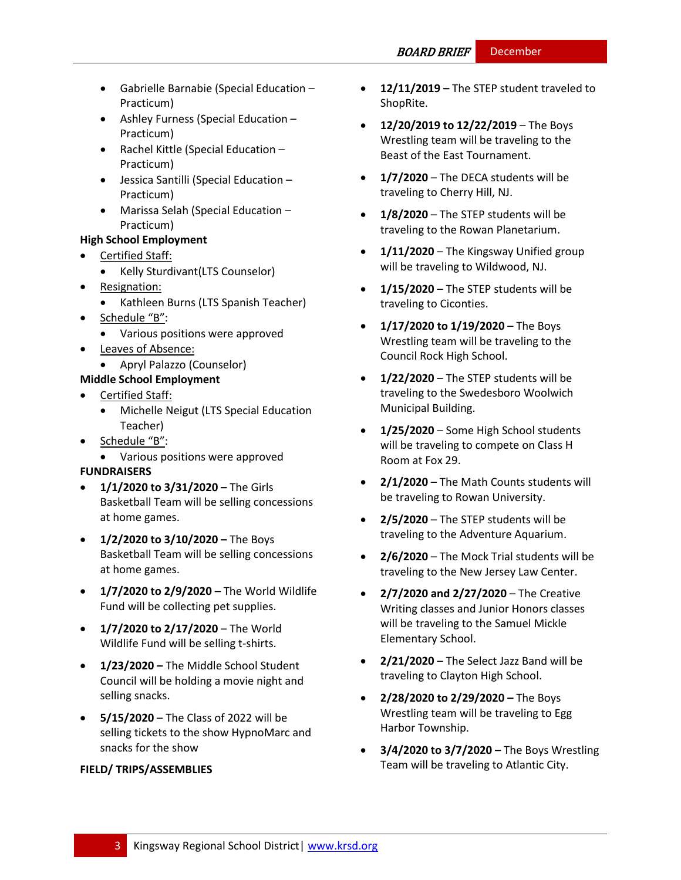- Gabrielle Barnabie (Special Education – Practicum)
- Ashley Furness (Special Education – Practicum)
- Rachel Kittle (Special Education – Practicum)
- Jessica Santilli (Special Education – Practicum)
- Marissa Selah (Special Education – Practicum)

**High School Employment**

- Certified Staff:
  - Kelly Sturdivant(LTS Counselor)
- Resignation:
  - Kathleen Burns (LTS Spanish Teacher)
- Schedule "B":
  - Various positions were approved
- Leaves of Absence:
  - Apryl Palazzo (Counselor)

**Middle School Employment**

- Certified Staff:
  - Michelle Neigut (LTS Special Education Teacher)
- Schedule "B":
  - Various positions were approved

**FUNDRAISERS**

- **1/1/2020 to 3/31/2020 –** The Girls Basketball Team will be selling concessions at home games.
- **1/2/2020 to 3/10/2020 –** The Boys Basketball Team will be selling concessions at home games.
- **1/7/2020 to 2/9/2020 –** The World Wildlife Fund will be collecting pet supplies.
- **1/7/2020 to 2/17/2020** – The World Wildlife Fund will be selling t-shirts.
- **1/23/2020 –** The Middle School Student Council will be holding a movie night and selling snacks.
- **5/15/2020** – The Class of 2022 will be selling tickets to the show HypnoMarc and snacks for the show

**FIELD/ TRIPS/ASSEMBLIES**

- **12/11/2019 –** The STEP student traveled to ShopRite.
- **12/20/2019 to 12/22/2019** – The Boys Wrestling team will be traveling to the Beast of the East Tournament.
- **1/7/2020** – The DECA students will be traveling to Cherry Hill, NJ.
- **1/8/2020** – The STEP students will be traveling to the Rowan Planetarium.
- **1/11/2020** – The Kingsway Unified group will be traveling to Wildwood, NJ.
- **1/15/2020** – The STEP students will be traveling to Ciconties.
- **1/17/2020 to 1/19/2020** – The Boys Wrestling team will be traveling to the Council Rock High School.
- **1/22/2020** – The STEP students will be traveling to the Swedesboro Woolwich Municipal Building.
- **1/25/2020** – Some High School students will be traveling to compete on Class H Room at Fox 29.
- **2/1/2020** – The Math Counts students will be traveling to Rowan University.
- **2/5/2020** – The STEP students will be traveling to the Adventure Aquarium.
- **2/6/2020** – The Mock Trial students will be traveling to the New Jersey Law Center.
- **2/7/2020 and 2/27/2020** – The Creative Writing classes and Junior Honors classes will be traveling to the Samuel Mickle Elementary School.
- **2/21/2020** – The Select Jazz Band will be traveling to Clayton High School.
- **2/28/2020 to 2/29/2020 –** The Boys Wrestling team will be traveling to Egg Harbor Township.
- **3/4/2020 to 3/7/2020 –** The Boys Wrestling Team will be traveling to Atlantic City.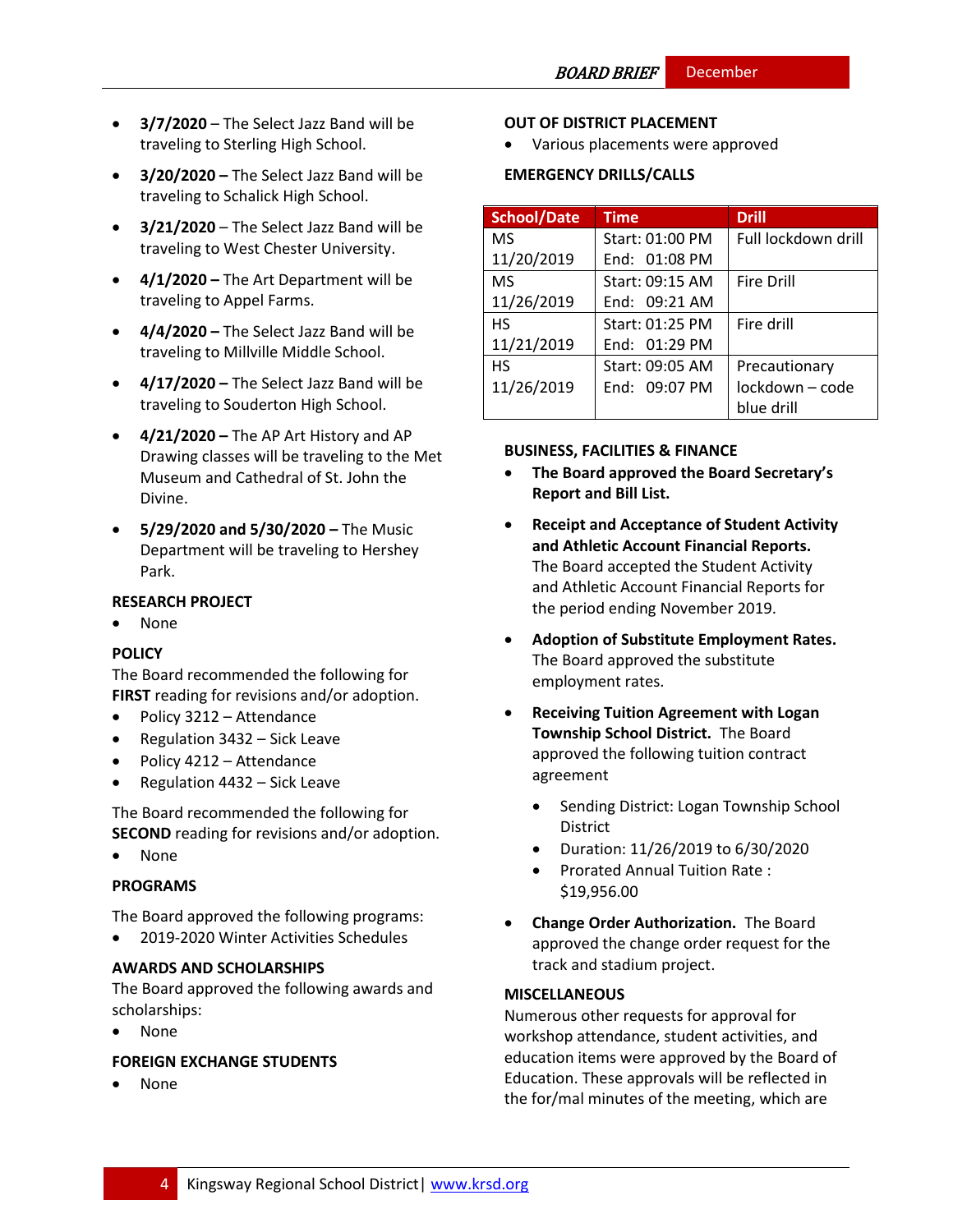- **3/7/2020** – The Select Jazz Band will be traveling to Sterling High School.
- **3/20/2020 –** The Select Jazz Band will be traveling to Schalick High School.
- **3/21/2020** – The Select Jazz Band will be traveling to West Chester University.
- **4/1/2020 –** The Art Department will be traveling to Appel Farms.
- **4/4/2020 –** The Select Jazz Band will be traveling to Millville Middle School.
- **4/17/2020 –** The Select Jazz Band will be traveling to Souderton High School.
- **4/21/2020 –** The AP Art History and AP Drawing classes will be traveling to the Met Museum and Cathedral of St. John the Divine.
- **5/29/2020 and 5/30/2020 –** The Music Department will be traveling to Hershey Park.

**RESEARCH PROJECT**

- None

**POLICY**

The Board recommended the following for **FIRST** reading for revisions and/or adoption.

- Policy 3212 – Attendance
- Regulation 3432 – Sick Leave
- Policy 4212 – Attendance
- Regulation 4432 – Sick Leave

The Board recommended the following for **SECOND** reading for revisions and/or adoption.

- None

**PROGRAMS**

The Board approved the following programs:

- 2019-2020 Winter Activities Schedules

**AWARDS AND SCHOLARSHIPS**

The Board approved the following awards and scholarships:

- None

**FOREIGN EXCHANGE STUDENTS**

- None

**OUT OF DISTRICT PLACEMENT**

- Various placements were approved

**EMERGENCY DRILLS/CALLS**

| School/Date | Time | Drill |
|---|---|---|
| MS 11/20/2019 | Start: 01:00 PM End: 01:08 PM | Full lockdown drill |
| MS 11/26/2019 | Start: 09:15 AM End: 09:21 AM | Fire Drill |
| HS 11/21/2019 | Start: 01:25 PM End: 01:29 PM | Fire drill |
| HS 11/26/2019 | Start: 09:05 AM End: 09:07 PM | Precautionary lockdown – code blue drill |

**BUSINESS, FACILITIES & FINANCE**

- **The Board approved the Board Secretary's Report and Bill List.**
- **Receipt and Acceptance of Student Activity and Athletic Account Financial Reports.** The Board accepted the Student Activity and Athletic Account Financial Reports for the period ending November 2019.
- **Adoption of Substitute Employment Rates.** The Board approved the substitute employment rates.
- **Receiving Tuition Agreement with Logan Township School District.** The Board approved the following tuition contract agreement
  - Sending District: Logan Township School District
  - Duration: 11/26/2019 to 6/30/2020
  - Prorated Annual Tuition Rate : $19,956.00
- **Change Order Authorization.** The Board approved the change order request for the track and stadium project.

**MISCELLANEOUS**

Numerous other requests for approval for workshop attendance, student activities, and education items were approved by the Board of Education. These approvals will be reflected in the for/mal minutes of the meeting, which are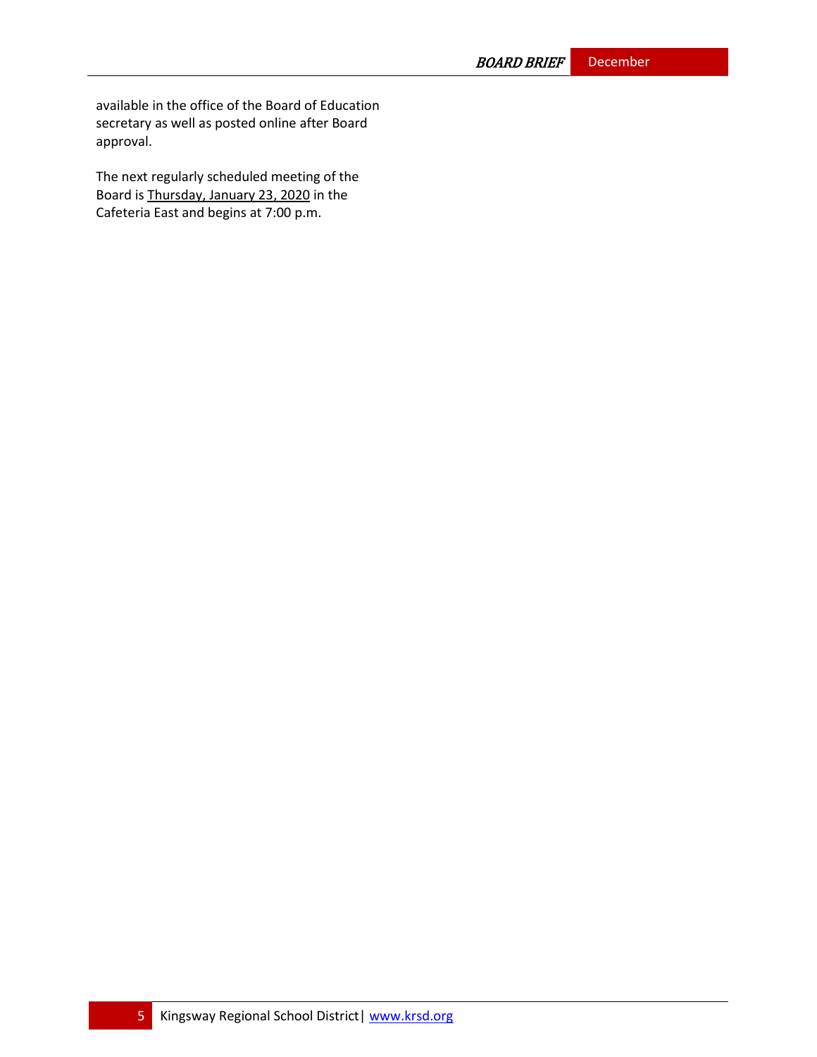available in the office of the Board of Education secretary as well as posted online after Board approval.

The next regularly scheduled meeting of the Board is Thursday, January 23, 2020 in the Cafeteria East and begins at 7:00 p.m.